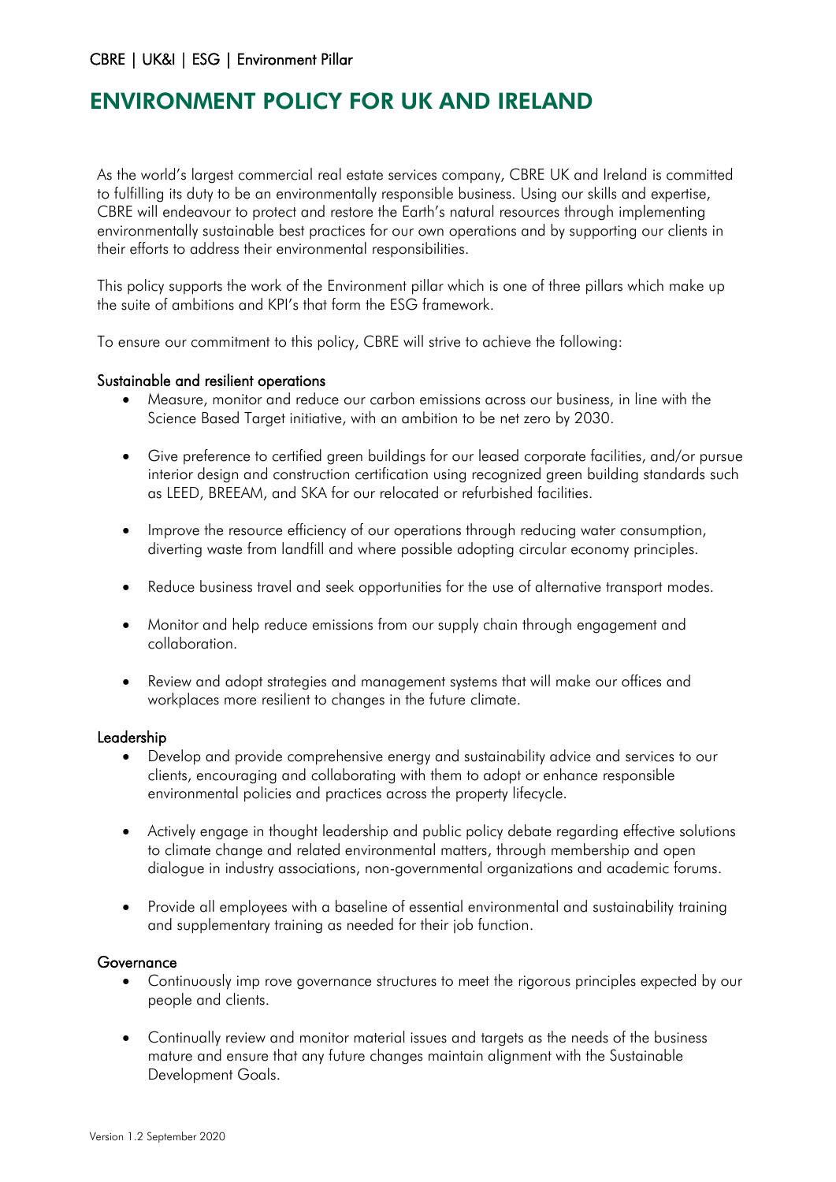# ENVIRONMENT POLICY FOR UK AND IRELAND

As the world's largest commercial real estate services company, CBRE UK and Ireland is committed to fulfilling its duty to be an environmentally responsible business. Using our skills and expertise, CBRE will endeavour to protect and restore the Earth's natural resources through implementing environmentally sustainable best practices for our own operations and by supporting our clients in their efforts to address their environmental responsibilities.

This policy supports the work of the Environment pillar which is one of three pillars which make up the suite of ambitions and KPI's that form the ESG framework.

To ensure our commitment to this policy, CBRE will strive to achieve the following:

## Sustainable and resilient operations

- Measure, monitor and reduce our carbon emissions across our business, in line with the Science Based Target initiative, with an ambition to be net zero by 2030.
- Give preference to certified green buildings for our leased corporate facilities, and/or pursue interior design and construction certification using recognized green building standards such as LEED, BREEAM, and SKA for our relocated or refurbished facilities.
- Improve the resource efficiency of our operations through reducing water consumption, diverting waste from landfill and where possible adopting circular economy principles.
- Reduce business travel and seek opportunities for the use of alternative transport modes.
- Monitor and help reduce emissions from our supply chain through engagement and collaboration.
- Review and adopt strategies and management systems that will make our offices and workplaces more resilient to changes in the future climate.

## Leadership

- Develop and provide comprehensive energy and sustainability advice and services to our clients, encouraging and collaborating with them to adopt or enhance responsible environmental policies and practices across the property lifecycle.
- Actively engage in thought leadership and public policy debate regarding effective solutions to climate change and related environmental matters, through membership and open dialogue in industry associations, non-governmental organizations and academic forums.
- Provide all employees with a baseline of essential environmental and sustainability training and supplementary training as needed for their job function.

## Governance

- Continuously imp rove governance structures to meet the rigorous principles expected by our people and clients.
- Continually review and monitor material issues and targets as the needs of the business mature and ensure that any future changes maintain alignment with the Sustainable Development Goals.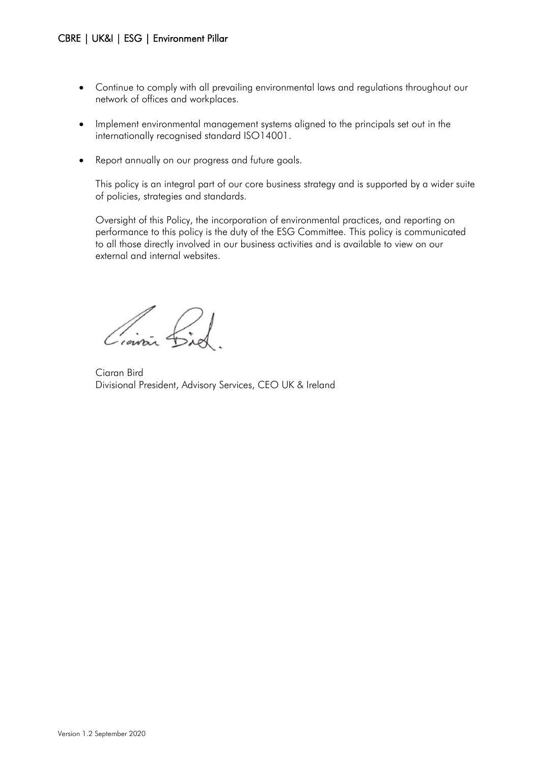- Continue to comply with all prevailing environmental laws and regulations throughout our network of offices and workplaces.
- Implement environmental management systems aligned to the principals set out in the internationally recognised standard ISO14001.
- Report annually on our progress and future goals.

This policy is an integral part of our core business strategy and is supported by a wider suite of policies, strategies and standards.

Oversight of this Policy, the incorporation of environmental practices, and reporting on performance to this policy is the duty of the ESG Committee. This policy is communicated to all those directly involved in our business activities and is available to view on our external and internal websites.

Ciaran Bird
Divisional President, Advisory Services, CEO UK & Ireland

Version 1.2 September 2020